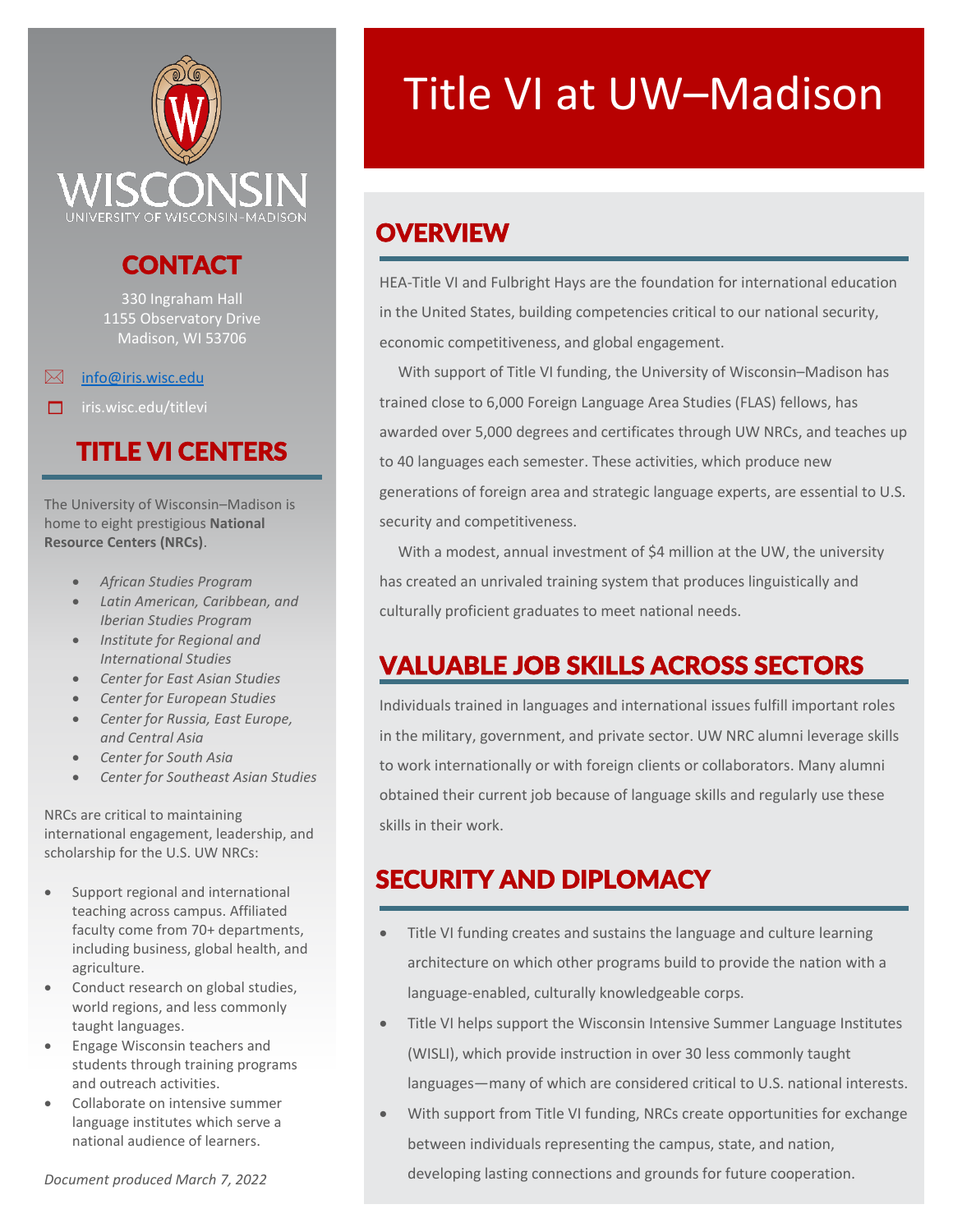# Title VI at UW–Madison

## CONTACT

330 Ingraham Hall
1155 Observatory Drive
Madison, WI 53706

info@iris.wisc.edu

iris.wisc.edu/titlevi

## TITLE VI CENTERS

The University of Wisconsin–Madison is home to eight prestigious **National Resource Centers (NRCs)**.

- *African Studies Program*
- *Latin American, Caribbean, and Iberian Studies Program*
- *Institute for Regional and International Studies*
- *Center for East Asian Studies*
- *Center for European Studies*
- *Center for Russia, East Europe, and Central Asia*
- *Center for South Asia*
- *Center for Southeast Asian Studies*

NRCs are critical to maintaining international engagement, leadership, and scholarship for the U.S. UW NRCs:

- Support regional and international teaching across campus. Affiliated faculty come from 70+ departments, including business, global health, and agriculture.
- Conduct research on global studies, world regions, and less commonly taught languages.
- Engage Wisconsin teachers and students through training programs and outreach activities.
- Collaborate on intensive summer language institutes which serve a national audience of learners.

*Document produced March 7, 2022*

## OVERVIEW

HEA-Title VI and Fulbright Hays are the foundation for international education in the United States, building competencies critical to our national security, economic competitiveness, and global engagement.

With support of Title VI funding, the University of Wisconsin–Madison has trained close to 6,000 Foreign Language Area Studies (FLAS) fellows, has awarded over 5,000 degrees and certificates through UW NRCs, and teaches up to 40 languages each semester. These activities, which produce new generations of foreign area and strategic language experts, are essential to U.S. security and competitiveness.

With a modest, annual investment of $4 million at the UW, the university has created an unrivaled training system that produces linguistically and culturally proficient graduates to meet national needs.

## VALUABLE JOB SKILLS ACROSS SECTORS

Individuals trained in languages and international issues fulfill important roles in the military, government, and private sector. UW NRC alumni leverage skills to work internationally or with foreign clients or collaborators. Many alumni obtained their current job because of language skills and regularly use these skills in their work.

## SECURITY AND DIPLOMACY

- Title VI funding creates and sustains the language and culture learning architecture on which other programs build to provide the nation with a language-enabled, culturally knowledgeable corps.
- Title VI helps support the Wisconsin Intensive Summer Language Institutes (WISLI), which provide instruction in over 30 less commonly taught languages—many of which are considered critical to U.S. national interests.
- With support from Title VI funding, NRCs create opportunities for exchange between individuals representing the campus, state, and nation, developing lasting connections and grounds for future cooperation.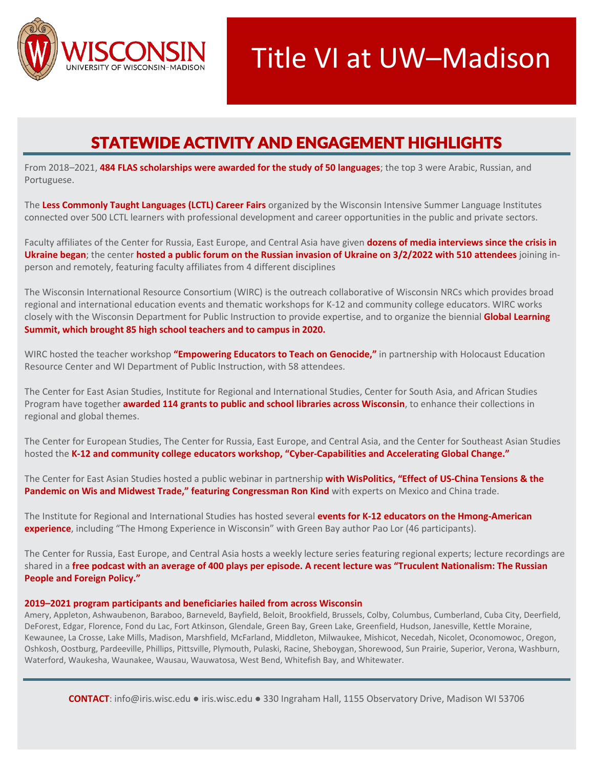# Title VI at UW–Madison

## STATEWIDE ACTIVITY AND ENGAGEMENT HIGHLIGHTS

From 2018–2021, **484 FLAS scholarships were awarded for the study of 50 languages**; the top 3 were Arabic, Russian, and Portuguese.

The **Less Commonly Taught Languages (LCTL) Career Fairs** organized by the Wisconsin Intensive Summer Language Institutes connected over 500 LCTL learners with professional development and career opportunities in the public and private sectors.

Faculty affiliates of the Center for Russia, East Europe, and Central Asia have given **dozens of media interviews since the crisis in Ukraine began**; the center **hosted a public forum on the Russian invasion of Ukraine on 3/2/2022 with 510 attendees** joining in-person and remotely, featuring faculty affiliates from 4 different disciplines

The Wisconsin International Resource Consortium (WIRC) is the outreach collaborative of Wisconsin NRCs which provides broad regional and international education events and thematic workshops for K-12 and community college educators. WIRC works closely with the Wisconsin Department for Public Instruction to provide expertise, and to organize the biennial **Global Learning Summit, which brought 85 high school teachers and to campus in 2020.**

WIRC hosted the teacher workshop **"Empowering Educators to Teach on Genocide,"** in partnership with Holocaust Education Resource Center and WI Department of Public Instruction, with 58 attendees.

The Center for East Asian Studies, Institute for Regional and International Studies, Center for South Asia, and African Studies Program have together **awarded 114 grants to public and school libraries across Wisconsin**, to enhance their collections in regional and global themes.

The Center for European Studies, The Center for Russia, East Europe, and Central Asia, and the Center for Southeast Asian Studies hosted the **K-12 and community college educators workshop, "Cyber-Capabilities and Accelerating Global Change."**

The Center for East Asian Studies hosted a public webinar in partnership **with WisPolitics, "Effect of US-China Tensions & the Pandemic on Wis and Midwest Trade," featuring Congressman Ron Kind** with experts on Mexico and China trade.

The Institute for Regional and International Studies has hosted several **events for K-12 educators on the Hmong-American experience**, including "The Hmong Experience in Wisconsin" with Green Bay author Pao Lor (46 participants).

The Center for Russia, East Europe, and Central Asia hosts a weekly lecture series featuring regional experts; lecture recordings are shared in a **free podcast with an average of 400 plays per episode. A recent lecture was "Truculent Nationalism: The Russian People and Foreign Policy."**

**2019–2021 program participants and beneficiaries hailed from across Wisconsin**

Amery, Appleton, Ashwaubenon, Baraboo, Barneveld, Bayfield, Beloit, Brookfield, Brussels, Colby, Columbus, Cumberland, Cuba City, Deerfield, DeForest, Edgar, Florence, Fond du Lac, Fort Atkinson, Glendale, Green Bay, Green Lake, Greenfield, Hudson, Janesville, Kettle Moraine, Kewaunee, La Crosse, Lake Mills, Madison, Marshfield, McFarland, Middleton, Milwaukee, Mishicot, Necedah, Nicolet, Oconomowoc, Oregon, Oshkosh, Oostburg, Pardeeville, Phillips, Pittsville, Plymouth, Pulaski, Racine, Sheboygan, Shorewood, Sun Prairie, Superior, Verona, Washburn, Waterford, Waukesha, Waunakee, Wausau, Wauwatosa, West Bend, Whitefish Bay, and Whitewater.

**CONTACT**: info@iris.wisc.edu ● iris.wisc.edu ● 330 Ingraham Hall, 1155 Observatory Drive, Madison WI 53706